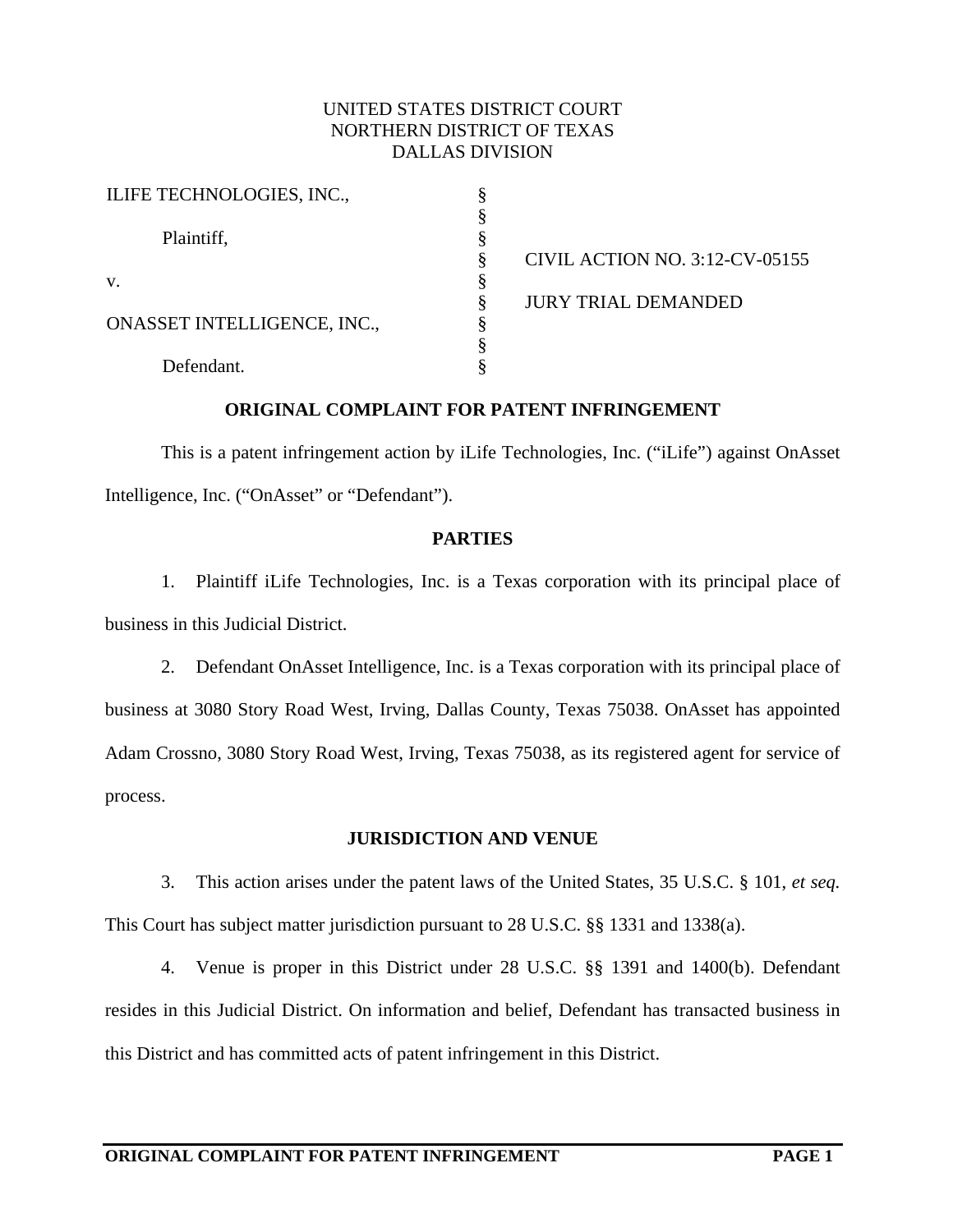UNITED STATES DISTRICT COURT
NORTHERN DISTRICT OF TEXAS
DALLAS DIVISION

| | | |
|---|---|---|
| ILIFE TECHNOLOGIES, INC., | § | |
| | § | |
| Plaintiff, | § | |
| | § | CIVIL ACTION NO. 3:12-CV-05155 |
| v. | § | |
| | § | JURY TRIAL DEMANDED |
| ONASSET INTELLIGENCE, INC., | § | |
| | § | |
| Defendant. | § | |

**ORIGINAL COMPLAINT FOR PATENT INFRINGEMENT**

This is a patent infringement action by iLife Technologies, Inc. ("iLife") against OnAsset Intelligence, Inc. ("OnAsset" or "Defendant").

**PARTIES**

1. Plaintiff iLife Technologies, Inc. is a Texas corporation with its principal place of business in this Judicial District.

2. Defendant OnAsset Intelligence, Inc. is a Texas corporation with its principal place of business at 3080 Story Road West, Irving, Dallas County, Texas 75038. OnAsset has appointed Adam Crossno, 3080 Story Road West, Irving, Texas 75038, as its registered agent for service of process.

**JURISDICTION AND VENUE**

3. This action arises under the patent laws of the United States, 35 U.S.C. § 101, *et seq.* This Court has subject matter jurisdiction pursuant to 28 U.S.C. §§ 1331 and 1338(a).

4. Venue is proper in this District under 28 U.S.C. §§ 1391 and 1400(b). Defendant resides in this Judicial District. On information and belief, Defendant has transacted business in this District and has committed acts of patent infringement in this District.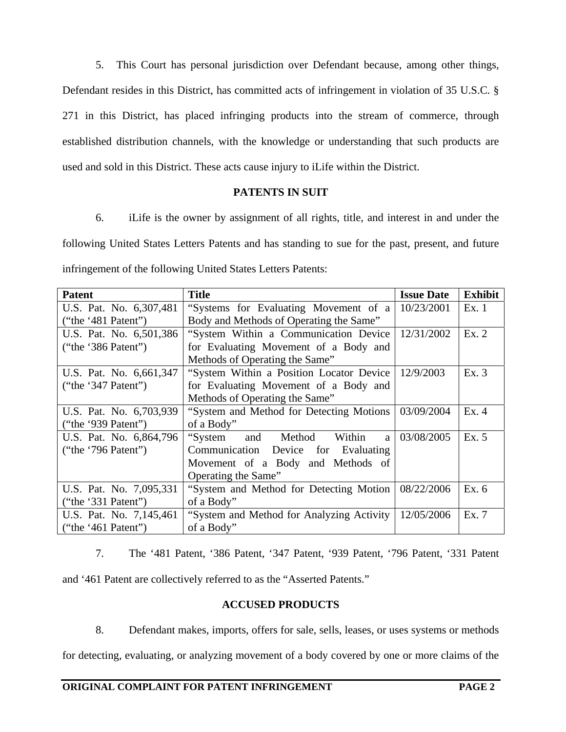5. This Court has personal jurisdiction over Defendant because, among other things, Defendant resides in this District, has committed acts of infringement in violation of 35 U.S.C. § 271 in this District, has placed infringing products into the stream of commerce, through established distribution channels, with the knowledge or understanding that such products are used and sold in this District. These acts cause injury to iLife within the District.

## PATENTS IN SUIT

6. iLife is the owner by assignment of all rights, title, and interest in and under the following United States Letters Patents and has standing to sue for the past, present, and future infringement of the following United States Letters Patents:

| Patent | Title | Issue Date | Exhibit |
|---|---|---|---|
| U.S. Pat. No. 6,307,481 (“the ‘481 Patent”) | “Systems for Evaluating Movement of a Body and Methods of Operating the Same” | 10/23/2001 | Ex. 1 |
| U.S. Pat. No. 6,501,386 (“the ‘386 Patent”) | “System Within a Communication Device for Evaluating Movement of a Body and Methods of Operating the Same” | 12/31/2002 | Ex. 2 |
| U.S. Pat. No. 6,661,347 (“the ‘347 Patent”) | “System Within a Position Locator Device for Evaluating Movement of a Body and Methods of Operating the Same” | 12/9/2003 | Ex. 3 |
| U.S. Pat. No. 6,703,939 (“the ‘939 Patent”) | “System and Method for Detecting Motions of a Body” | 03/09/2004 | Ex. 4 |
| U.S. Pat. No. 6,864,796 (“the ‘796 Patent”) | “System and Method Within a Communication Device for Evaluating Movement of a Body and Methods of Operating the Same” | 03/08/2005 | Ex. 5 |
| U.S. Pat. No. 7,095,331 (“the ‘331 Patent”) | “System and Method for Detecting Motion of a Body” | 08/22/2006 | Ex. 6 |
| U.S. Pat. No. 7,145,461 (“the ‘461 Patent”) | “System and Method for Analyzing Activity of a Body” | 12/05/2006 | Ex. 7 |

7. The ‘481 Patent, ‘386 Patent, ‘347 Patent, ‘939 Patent, ‘796 Patent, ‘331 Patent and ‘461 Patent are collectively referred to as the “Asserted Patents.”

## ACCUSED PRODUCTS

8. Defendant makes, imports, offers for sale, sells, leases, or uses systems or methods for detecting, evaluating, or analyzing movement of a body covered by one or more claims of the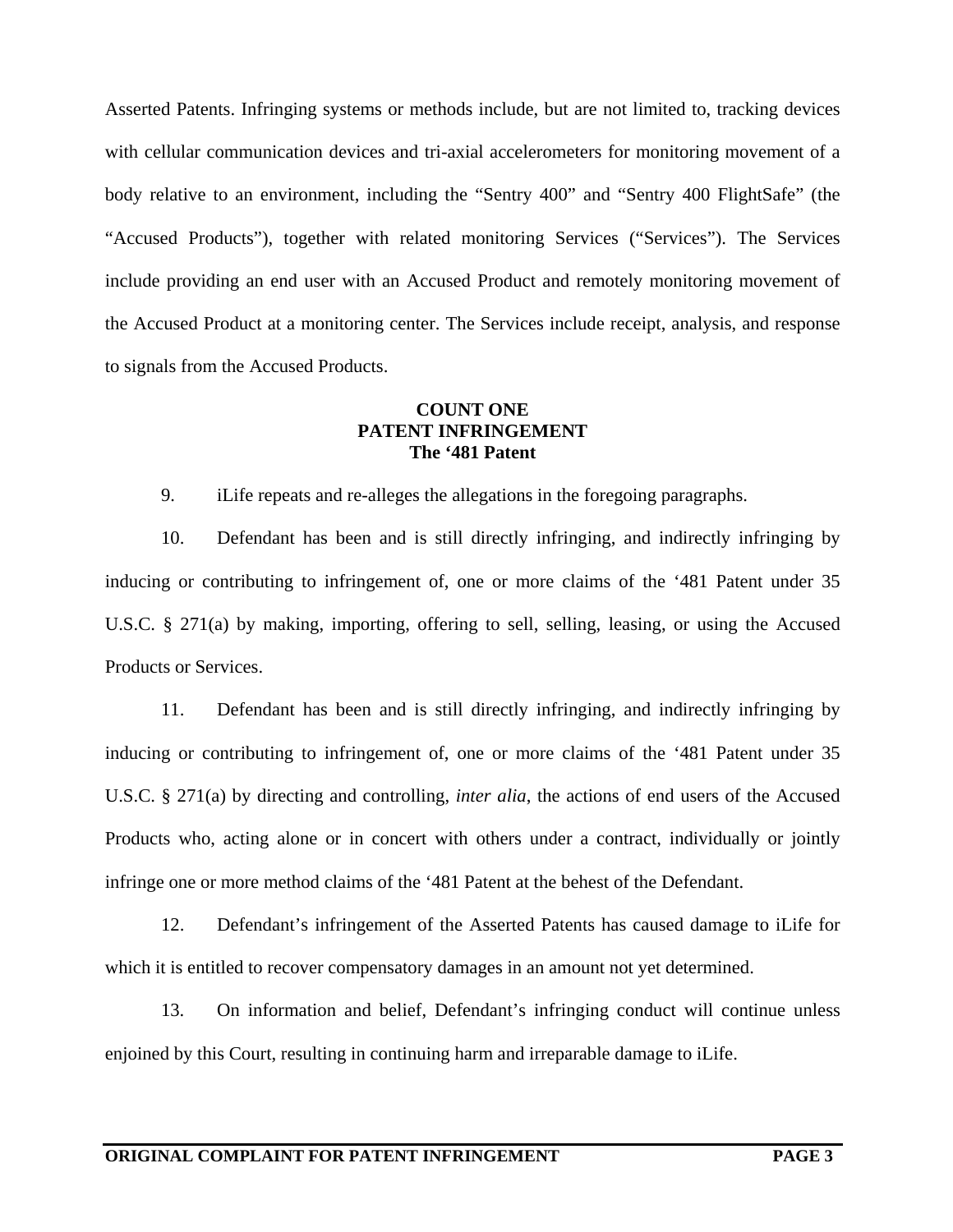Asserted Patents. Infringing systems or methods include, but are not limited to, tracking devices with cellular communication devices and tri-axial accelerometers for monitoring movement of a body relative to an environment, including the "Sentry 400" and "Sentry 400 FlightSafe" (the "Accused Products"), together with related monitoring Services ("Services"). The Services include providing an end user with an Accused Product and remotely monitoring movement of the Accused Product at a monitoring center. The Services include receipt, analysis, and response to signals from the Accused Products.

**COUNT ONE**
**PATENT INFRINGEMENT**
**The '481 Patent**

9. iLife repeats and re-alleges the allegations in the foregoing paragraphs.

10. Defendant has been and is still directly infringing, and indirectly infringing by inducing or contributing to infringement of, one or more claims of the '481 Patent under 35 U.S.C. § 271(a) by making, importing, offering to sell, selling, leasing, or using the Accused Products or Services.

11. Defendant has been and is still directly infringing, and indirectly infringing by inducing or contributing to infringement of, one or more claims of the '481 Patent under 35 U.S.C. § 271(a) by directing and controlling, *inter alia*, the actions of end users of the Accused Products who, acting alone or in concert with others under a contract, individually or jointly infringe one or more method claims of the '481 Patent at the behest of the Defendant.

12. Defendant's infringement of the Asserted Patents has caused damage to iLife for which it is entitled to recover compensatory damages in an amount not yet determined.

13. On information and belief, Defendant's infringing conduct will continue unless enjoined by this Court, resulting in continuing harm and irreparable damage to iLife.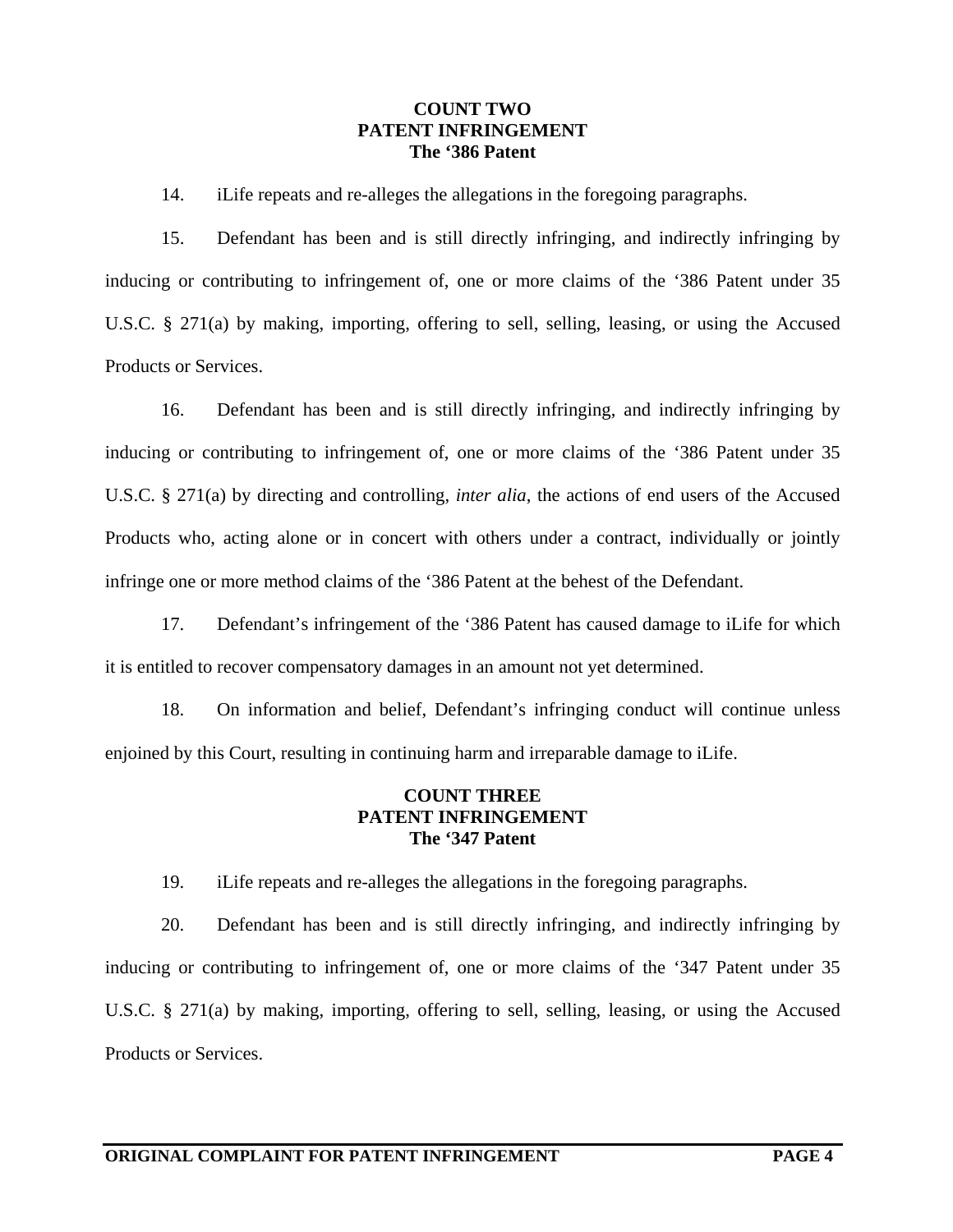**COUNT TWO**
**PATENT INFRINGEMENT**
**The '386 Patent**

14. iLife repeats and re-alleges the allegations in the foregoing paragraphs.

15. Defendant has been and is still directly infringing, and indirectly infringing by inducing or contributing to infringement of, one or more claims of the '386 Patent under 35 U.S.C. § 271(a) by making, importing, offering to sell, selling, leasing, or using the Accused Products or Services.

16. Defendant has been and is still directly infringing, and indirectly infringing by inducing or contributing to infringement of, one or more claims of the '386 Patent under 35 U.S.C. § 271(a) by directing and controlling, *inter alia*, the actions of end users of the Accused Products who, acting alone or in concert with others under a contract, individually or jointly infringe one or more method claims of the '386 Patent at the behest of the Defendant.

17. Defendant's infringement of the '386 Patent has caused damage to iLife for which it is entitled to recover compensatory damages in an amount not yet determined.

18. On information and belief, Defendant's infringing conduct will continue unless enjoined by this Court, resulting in continuing harm and irreparable damage to iLife.

**COUNT THREE**
**PATENT INFRINGEMENT**
**The '347 Patent**

19. iLife repeats and re-alleges the allegations in the foregoing paragraphs.

20. Defendant has been and is still directly infringing, and indirectly infringing by inducing or contributing to infringement of, one or more claims of the '347 Patent under 35 U.S.C. § 271(a) by making, importing, offering to sell, selling, leasing, or using the Accused Products or Services.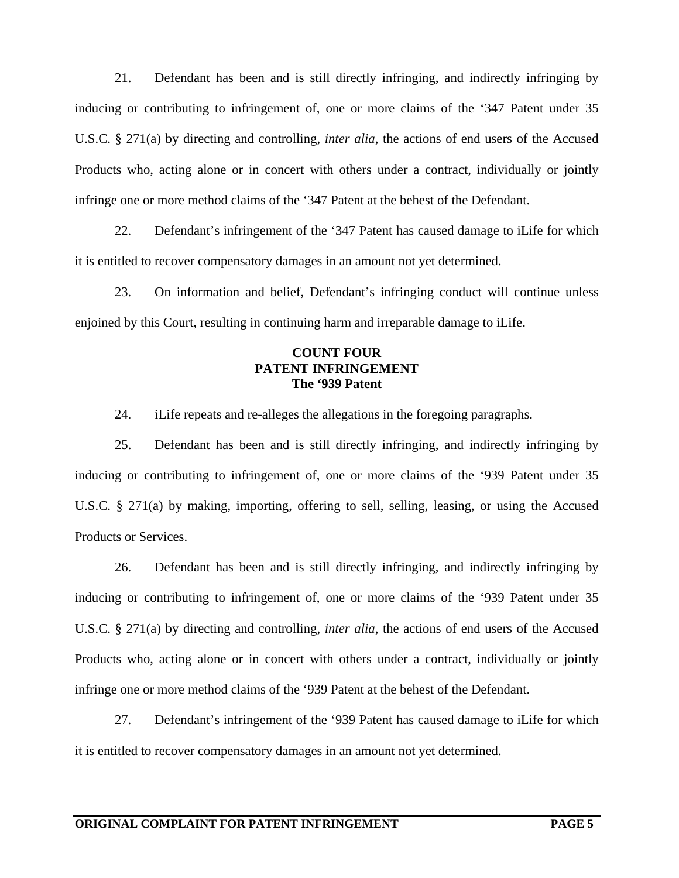21. Defendant has been and is still directly infringing, and indirectly infringing by inducing or contributing to infringement of, one or more claims of the '347 Patent under 35 U.S.C. § 271(a) by directing and controlling, *inter alia*, the actions of end users of the Accused Products who, acting alone or in concert with others under a contract, individually or jointly infringe one or more method claims of the '347 Patent at the behest of the Defendant.

22. Defendant's infringement of the '347 Patent has caused damage to iLife for which it is entitled to recover compensatory damages in an amount not yet determined.

23. On information and belief, Defendant's infringing conduct will continue unless enjoined by this Court, resulting in continuing harm and irreparable damage to iLife.

**COUNT FOUR**
**PATENT INFRINGEMENT**
**The '939 Patent**

24. iLife repeats and re-alleges the allegations in the foregoing paragraphs.

25. Defendant has been and is still directly infringing, and indirectly infringing by inducing or contributing to infringement of, one or more claims of the '939 Patent under 35 U.S.C. § 271(a) by making, importing, offering to sell, selling, leasing, or using the Accused Products or Services.

26. Defendant has been and is still directly infringing, and indirectly infringing by inducing or contributing to infringement of, one or more claims of the '939 Patent under 35 U.S.C. § 271(a) by directing and controlling, *inter alia*, the actions of end users of the Accused Products who, acting alone or in concert with others under a contract, individually or jointly infringe one or more method claims of the '939 Patent at the behest of the Defendant.

27. Defendant's infringement of the '939 Patent has caused damage to iLife for which it is entitled to recover compensatory damages in an amount not yet determined.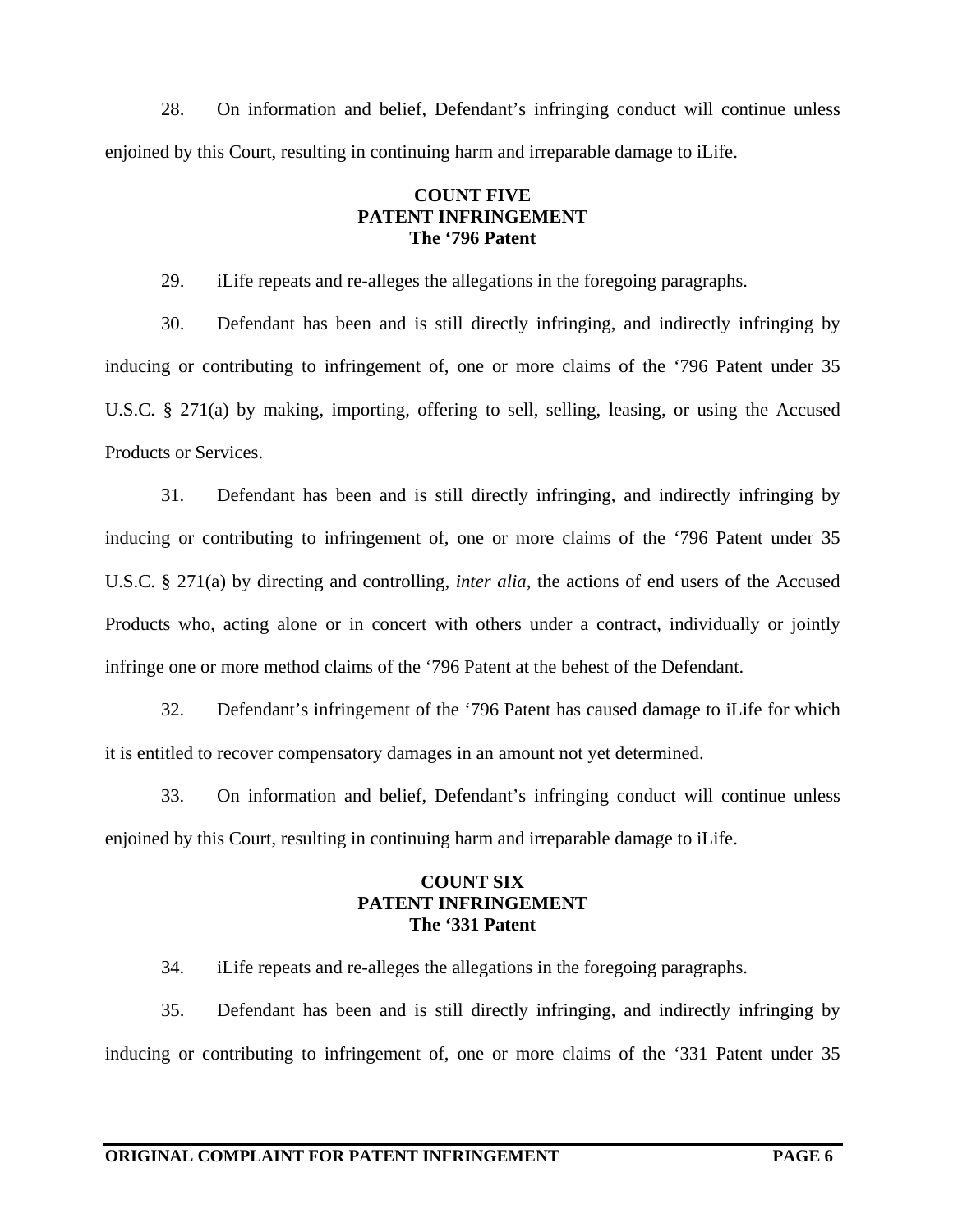28. On information and belief, Defendant's infringing conduct will continue unless enjoined by this Court, resulting in continuing harm and irreparable damage to iLife.

**COUNT FIVE**
**PATENT INFRINGEMENT**
**The '796 Patent**

29. iLife repeats and re-alleges the allegations in the foregoing paragraphs.

30. Defendant has been and is still directly infringing, and indirectly infringing by inducing or contributing to infringement of, one or more claims of the '796 Patent under 35 U.S.C. § 271(a) by making, importing, offering to sell, selling, leasing, or using the Accused Products or Services.

31. Defendant has been and is still directly infringing, and indirectly infringing by inducing or contributing to infringement of, one or more claims of the '796 Patent under 35 U.S.C. § 271(a) by directing and controlling, *inter alia*, the actions of end users of the Accused Products who, acting alone or in concert with others under a contract, individually or jointly infringe one or more method claims of the '796 Patent at the behest of the Defendant.

32. Defendant's infringement of the '796 Patent has caused damage to iLife for which it is entitled to recover compensatory damages in an amount not yet determined.

33. On information and belief, Defendant's infringing conduct will continue unless enjoined by this Court, resulting in continuing harm and irreparable damage to iLife.

**COUNT SIX**
**PATENT INFRINGEMENT**
**The '331 Patent**

34. iLife repeats and re-alleges the allegations in the foregoing paragraphs.

35. Defendant has been and is still directly infringing, and indirectly infringing by inducing or contributing to infringement of, one or more claims of the '331 Patent under 35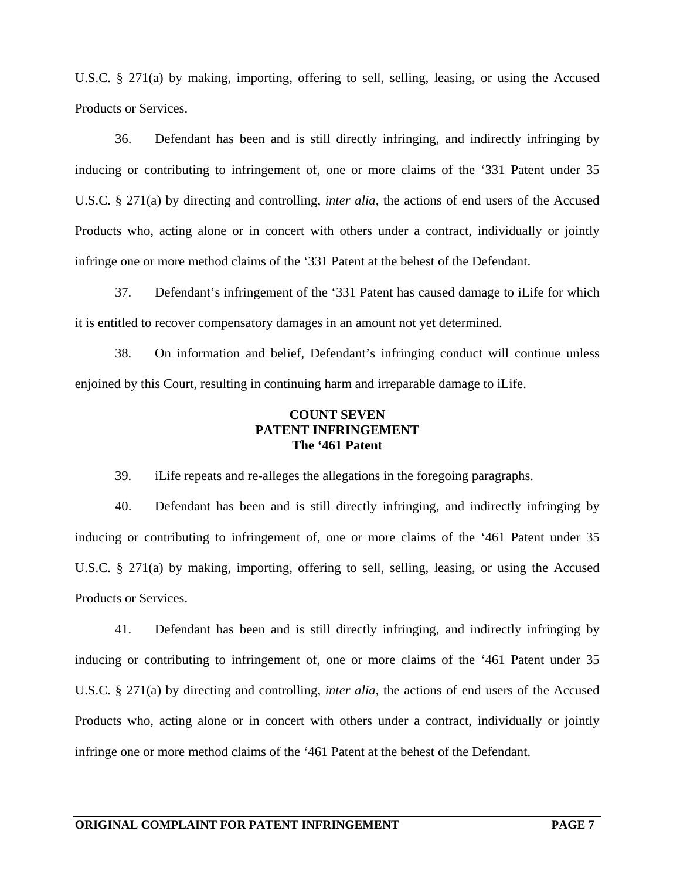U.S.C. § 271(a) by making, importing, offering to sell, selling, leasing, or using the Accused Products or Services.

36. Defendant has been and is still directly infringing, and indirectly infringing by inducing or contributing to infringement of, one or more claims of the '331 Patent under 35 U.S.C. § 271(a) by directing and controlling, *inter alia*, the actions of end users of the Accused Products who, acting alone or in concert with others under a contract, individually or jointly infringe one or more method claims of the '331 Patent at the behest of the Defendant.

37. Defendant's infringement of the '331 Patent has caused damage to iLife for which it is entitled to recover compensatory damages in an amount not yet determined.

38. On information and belief, Defendant's infringing conduct will continue unless enjoined by this Court, resulting in continuing harm and irreparable damage to iLife.

**COUNT SEVEN**
**PATENT INFRINGEMENT**
**The '461 Patent**

39. iLife repeats and re-alleges the allegations in the foregoing paragraphs.

40. Defendant has been and is still directly infringing, and indirectly infringing by inducing or contributing to infringement of, one or more claims of the '461 Patent under 35 U.S.C. § 271(a) by making, importing, offering to sell, selling, leasing, or using the Accused Products or Services.

41. Defendant has been and is still directly infringing, and indirectly infringing by inducing or contributing to infringement of, one or more claims of the '461 Patent under 35 U.S.C. § 271(a) by directing and controlling, *inter alia*, the actions of end users of the Accused Products who, acting alone or in concert with others under a contract, individually or jointly infringe one or more method claims of the '461 Patent at the behest of the Defendant.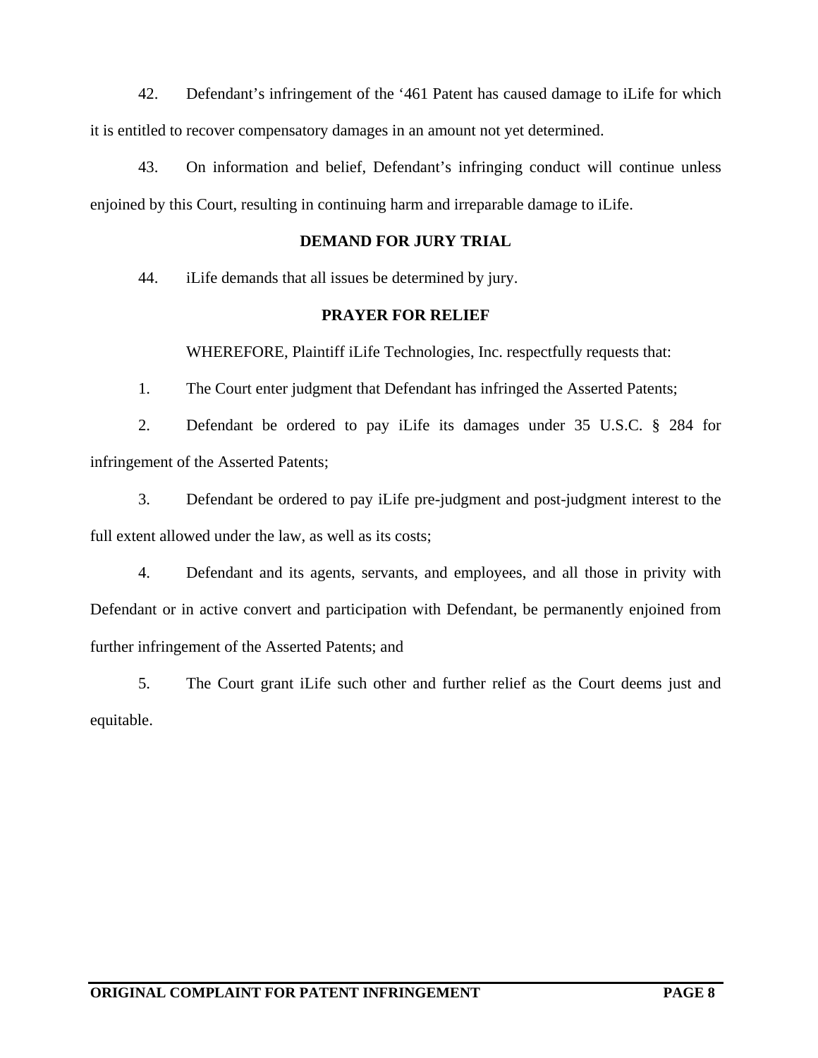42. Defendant's infringement of the '461 Patent has caused damage to iLife for which it is entitled to recover compensatory damages in an amount not yet determined.

43. On information and belief, Defendant's infringing conduct will continue unless enjoined by this Court, resulting in continuing harm and irreparable damage to iLife.

**DEMAND FOR JURY TRIAL**

44. iLife demands that all issues be determined by jury.

**PRAYER FOR RELIEF**

WHEREFORE, Plaintiff iLife Technologies, Inc. respectfully requests that:

1. The Court enter judgment that Defendant has infringed the Asserted Patents;

2. Defendant be ordered to pay iLife its damages under 35 U.S.C. § 284 for infringement of the Asserted Patents;

3. Defendant be ordered to pay iLife pre-judgment and post-judgment interest to the full extent allowed under the law, as well as its costs;

4. Defendant and its agents, servants, and employees, and all those in privity with Defendant or in active convert and participation with Defendant, be permanently enjoined from further infringement of the Asserted Patents; and

5. The Court grant iLife such other and further relief as the Court deems just and equitable.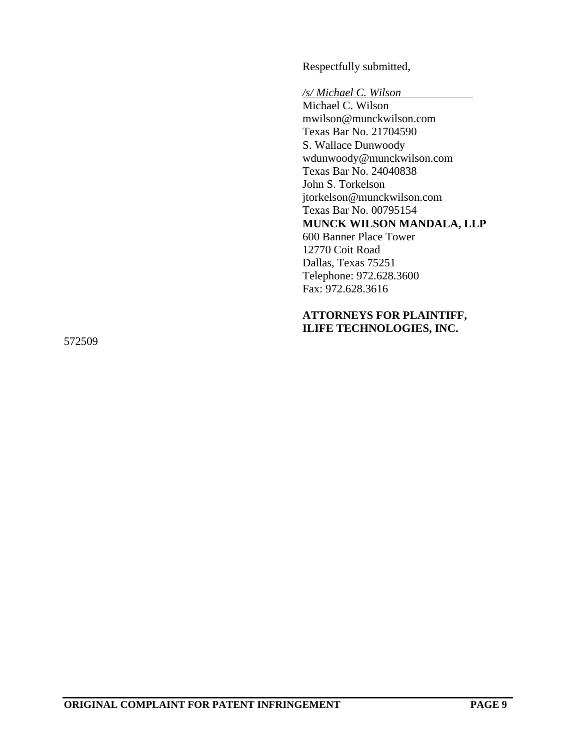Respectfully submitted,

*/s/ Michael C. Wilson*  
Michael C. Wilson  
mwilson@munckwilson.com  
Texas Bar No. 21704590  
S. Wallace Dunwoody  
wdunwoody@munckwilson.com  
Texas Bar No. 24040838  
John S. Torkelson  
jtorkelson@munckwilson.com  
Texas Bar No. 00795154  
**MUNCK WILSON MANDALA, LLP**  
600 Banner Place Tower  
12770 Coit Road  
Dallas, Texas 75251  
Telephone: 972.628.3600  
Fax: 972.628.3616

**ATTORNEYS FOR PLAINTIFF, ILIFE TECHNOLOGIES, INC.**

572509